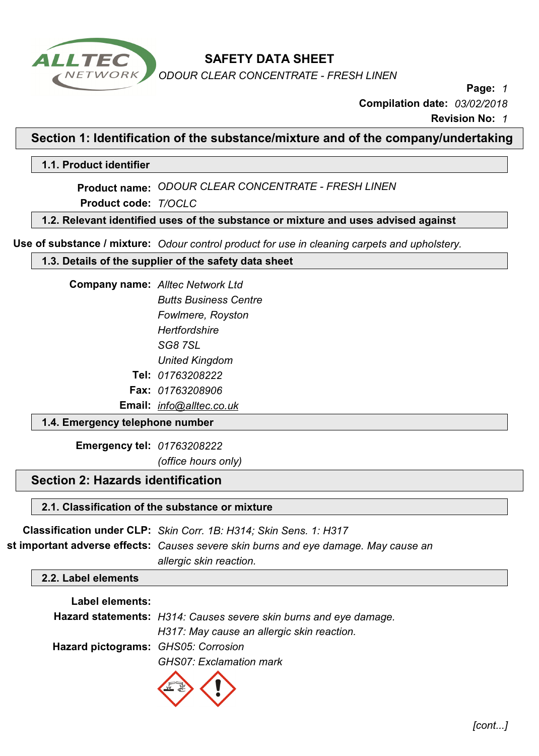# SAFETY DATA SHEET

*ODOUR CLEAR CONCENTRATE - FRESH LINEN*

**Page:** *1*
**Compilation date:** *03/02/2018*
**Revision No:** *1*

## Section 1: Identification of the substance/mixture and of the company/undertaking

### 1.1. Product identifier

**Product name:** *ODOUR CLEAR CONCENTRATE - FRESH LINEN*

**Product code:** *T/OCLC*

### 1.2. Relevant identified uses of the substance or mixture and uses advised against

**Use of substance / mixture:** *Odour control product for use in cleaning carpets and upholstery.*

### 1.3. Details of the supplier of the safety data sheet

**Company name:** *Alltec Network Ltd*
*Butts Business Centre*
*Fowlmere, Royston*
*Hertfordshire*
*SG8 7SL*
*United Kingdom*

**Tel:** *01763208222*

**Fax:** *01763208906*

**Email:** *info@alltec.co.uk*

### 1.4. Emergency telephone number

**Emergency tel:** *01763208222*
*(office hours only)*

## Section 2: Hazards identification

### 2.1. Classification of the substance or mixture

**Classification under CLP:** *Skin Corr. 1B: H314; Skin Sens. 1: H317*

**st important adverse effects:** *Causes severe skin burns and eye damage. May cause an allergic skin reaction.*

### 2.2. Label elements

**Label elements:**

**Hazard statements:** *H314: Causes severe skin burns and eye damage.*
*H317: May cause an allergic skin reaction.*

**Hazard pictograms:** *GHS05: Corrosion*
*GHS07: Exclamation mark*

*[cont...]*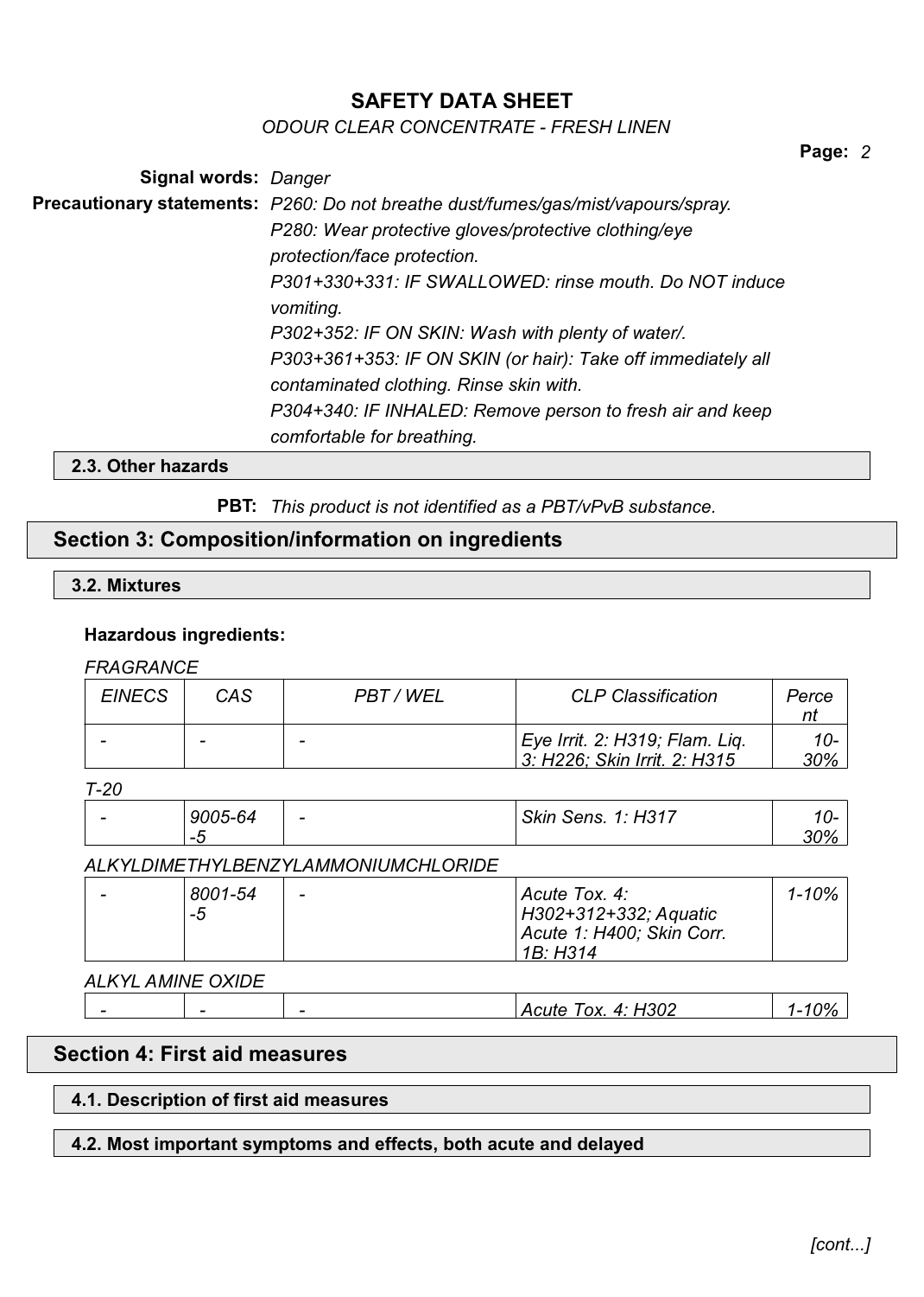**Signal words:** *Danger*

**Precautionary statements:** *P260: Do not breathe dust/fumes/gas/mist/vapours/spray.*
*P280: Wear protective gloves/protective clothing/eye protection/face protection.*
*P301+330+331: IF SWALLOWED: rinse mouth. Do NOT induce vomiting.*
*P302+352: IF ON SKIN: Wash with plenty of water/.*
*P303+361+353: IF ON SKIN (or hair): Take off immediately all contaminated clothing. Rinse skin with.*
*P304+340: IF INHALED: Remove person to fresh air and keep comfortable for breathing.*

### 2.3. Other hazards

**PBT:** *This product is not identified as a PBT/vPvB substance.*

## Section 3: Composition/information on ingredients

### 3.2. Mixtures

**Hazardous ingredients:**

*FRAGRANCE*

| *EINECS* | *CAS* | *PBT / WEL* | *CLP Classification* | *Percent* |
|---|---|---|---|---|
| *-* | *-* | *-* | *Eye Irrit. 2: H319; Flam. Liq. 3: H226; Skin Irrit. 2: H315* | *10-30%* |

*T-20*

| *EINECS* | *CAS* | *PBT / WEL* | *CLP Classification* | *Percent* |
|---|---|---|---|---|
| *-* | *9005-64-5* | *-* | *Skin Sens. 1: H317* | *10-30%* |

*ALKYLDIMETHYLBENZYLAMMONIUMCHLORIDE*

| *EINECS* | *CAS* | *PBT / WEL* | *CLP Classification* | *Percent* |
|---|---|---|---|---|
| *-* | *8001-54-5* | *-* | *Acute Tox. 4: H302+312+332; Aquatic Acute 1: H400; Skin Corr. 1B: H314* | *1-10%* |

*ALKYL AMINE OXIDE*

| *EINECS* | *CAS* | *PBT / WEL* | *CLP Classification* | *Percent* |
|---|---|---|---|---|
| *-* | *-* | *-* | *Acute Tox. 4: H302* | *1-10%* |

## Section 4: First aid measures

### 4.1. Description of first aid measures

### 4.2. Most important symptoms and effects, both acute and delayed

*[cont...]*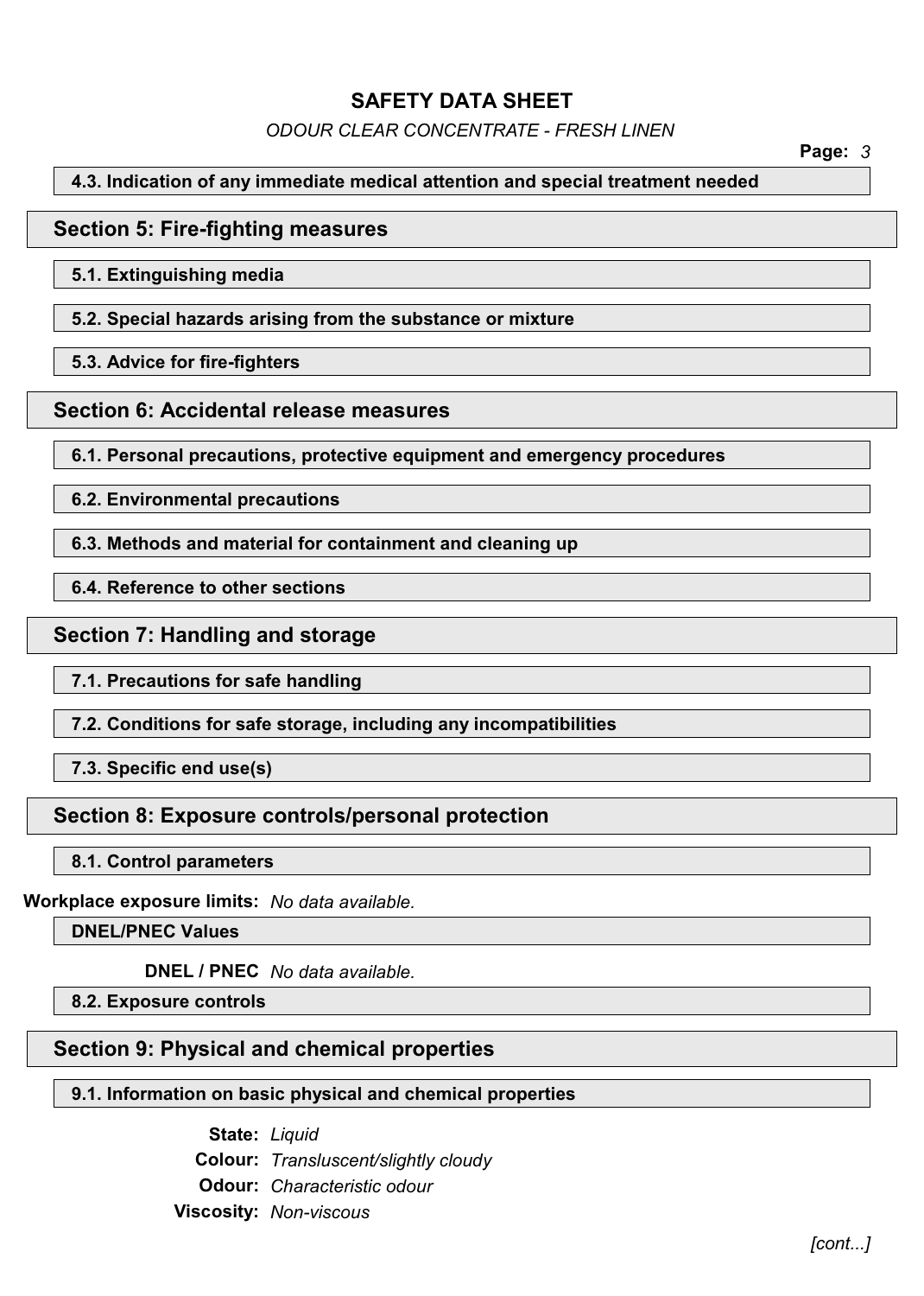### 4.3. Indication of any immediate medical attention and special treatment needed

## Section 5: Fire-fighting measures

### 5.1. Extinguishing media

### 5.2. Special hazards arising from the substance or mixture

### 5.3. Advice for fire-fighters

## Section 6: Accidental release measures

### 6.1. Personal precautions, protective equipment and emergency procedures

### 6.2. Environmental precautions

### 6.3. Methods and material for containment and cleaning up

### 6.4. Reference to other sections

## Section 7: Handling and storage

### 7.1. Precautions for safe handling

### 7.2. Conditions for safe storage, including any incompatibilities

### 7.3. Specific end use(s)

## Section 8: Exposure controls/personal protection

### 8.1. Control parameters

**Workplace exposure limits:** *No data available.*

### DNEL/PNEC Values

**DNEL / PNEC** *No data available.*

### 8.2. Exposure controls

## Section 9: Physical and chemical properties

### 9.1. Information on basic physical and chemical properties

**State:** *Liquid*

**Colour:** *Transluscent/slightly cloudy*

**Odour:** *Characteristic odour*

**Viscosity:** *Non-viscous*

*[cont...]*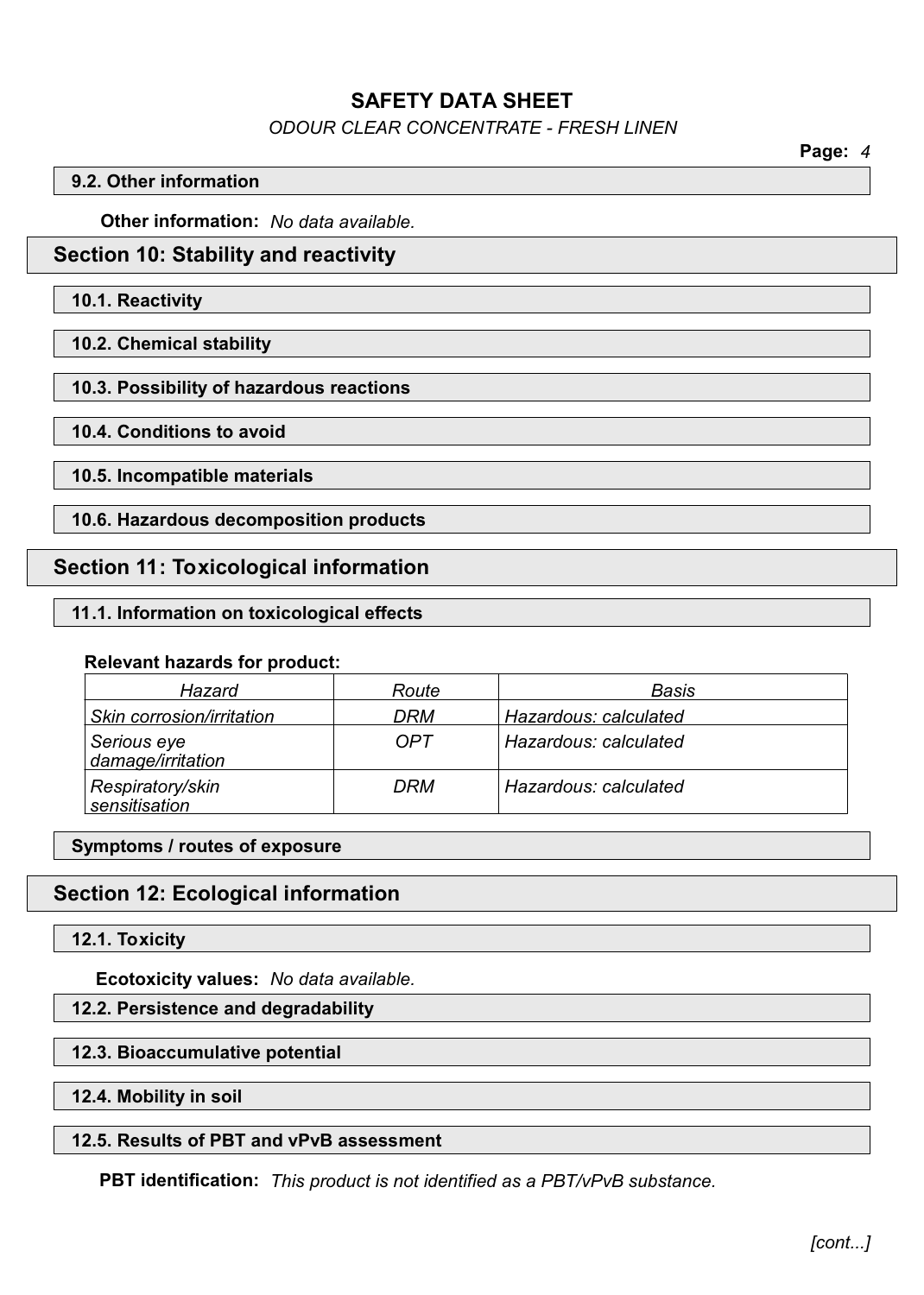### 9.2. Other information

**Other information:** *No data available.*

## Section 10: Stability and reactivity

### 10.1. Reactivity

### 10.2. Chemical stability

### 10.3. Possibility of hazardous reactions

### 10.4. Conditions to avoid

### 10.5. Incompatible materials

### 10.6. Hazardous decomposition products

## Section 11: Toxicological information

### 11.1. Information on toxicological effects

**Relevant hazards for product:**

| *Hazard* | *Route* | *Basis* |
|---|---|---|
| *Skin corrosion/irritation* | *DRM* | *Hazardous: calculated* |
| *Serious eye damage/irritation* | *OPT* | *Hazardous: calculated* |
| *Respiratory/skin sensitisation* | *DRM* | *Hazardous: calculated* |

### Symptoms / routes of exposure

## Section 12: Ecological information

### 12.1. Toxicity

**Ecotoxicity values:** *No data available.*

### 12.2. Persistence and degradability

### 12.3. Bioaccumulative potential

### 12.4. Mobility in soil

### 12.5. Results of PBT and vPvB assessment

**PBT identification:** *This product is not identified as a PBT/vPvB substance.*

*[cont...]*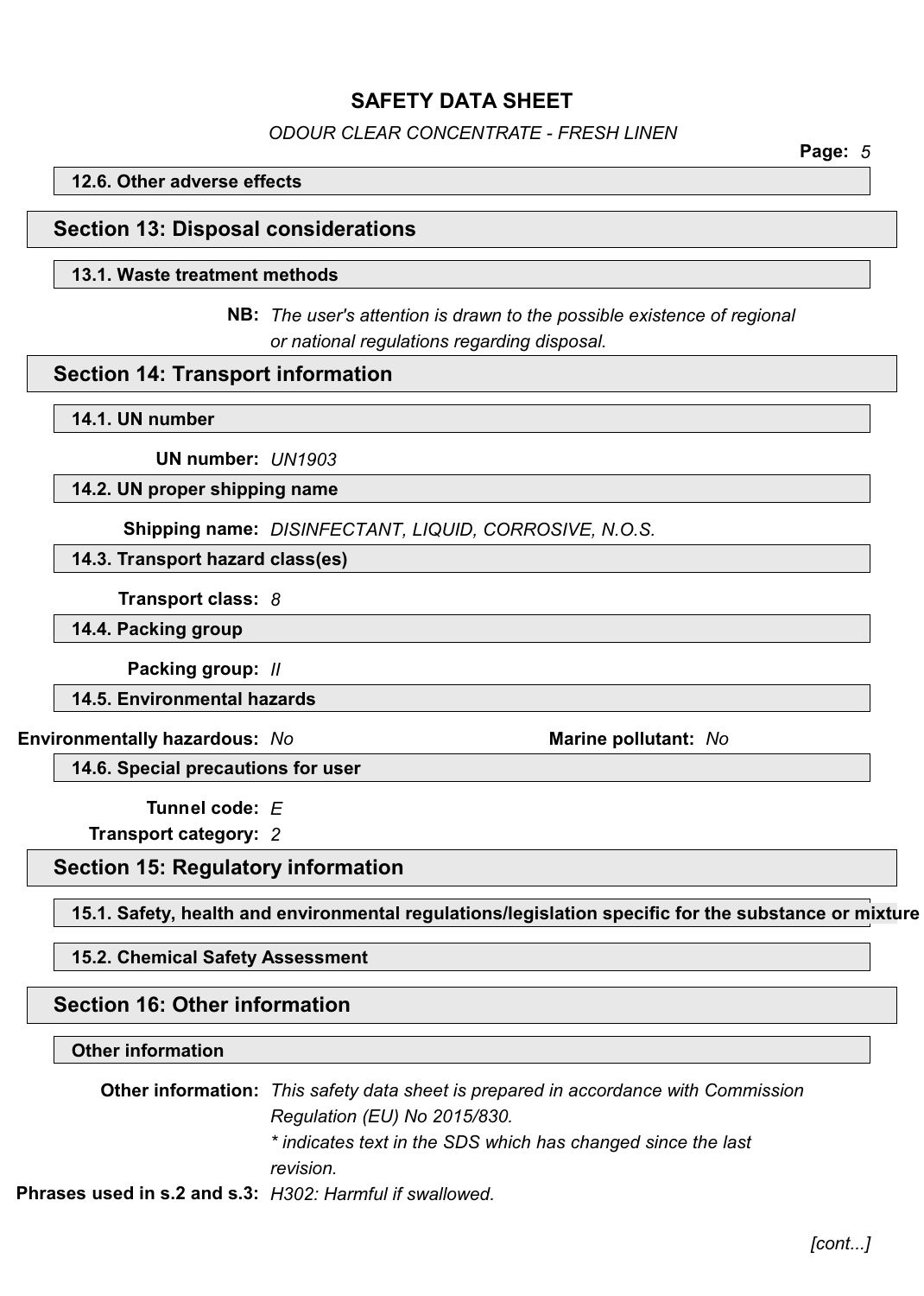### 12.6. Other adverse effects

## Section 13: Disposal considerations

### 13.1. Waste treatment methods

**NB:** *The user's attention is drawn to the possible existence of regional or national regulations regarding disposal.*

## Section 14: Transport information

### 14.1. UN number

**UN number:** *UN1903*

### 14.2. UN proper shipping name

**Shipping name:** *DISINFECTANT, LIQUID, CORROSIVE, N.O.S.*

### 14.3. Transport hazard class(es)

**Transport class:** *8*

### 14.4. Packing group

**Packing group:** *II*

### 14.5. Environmental hazards

**Environmentally hazardous:** *No* **Marine pollutant:** *No*

### 14.6. Special precautions for user

**Tunnel code:** *E*

**Transport category:** *2*

## Section 15: Regulatory information

### 15.1. Safety, health and environmental regulations/legislation specific for the substance or mixture

### 15.2. Chemical Safety Assessment

## Section 16: Other information

### Other information

**Other information:** *This safety data sheet is prepared in accordance with Commission Regulation (EU) No 2015/830.*
*\* indicates text in the SDS which has changed since the last revision.*

**Phrases used in s.2 and s.3:** *H302: Harmful if swallowed.*

*[cont...]*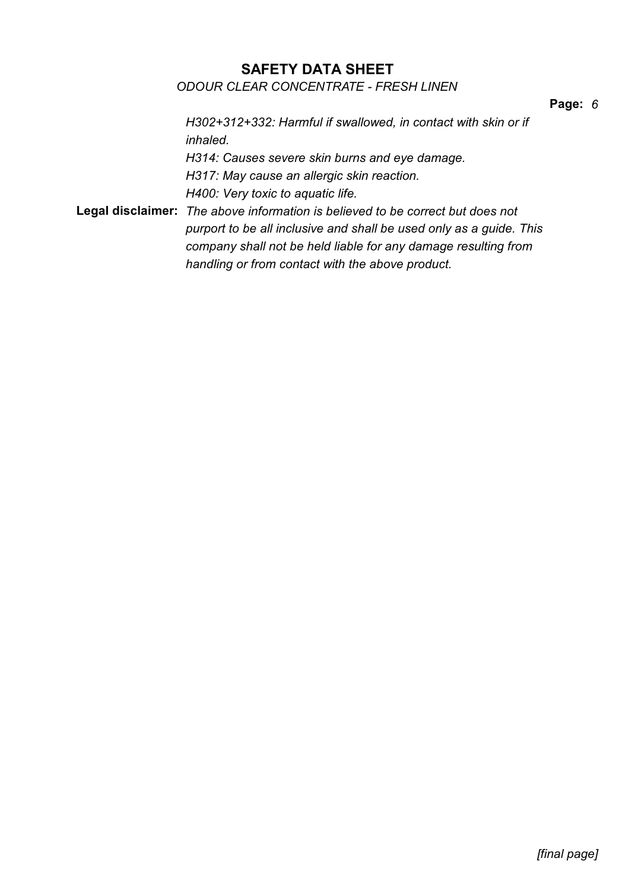*H302+312+332: Harmful if swallowed, in contact with skin or if inhaled.*

*H314: Causes severe skin burns and eye damage.*

*H317: May cause an allergic skin reaction.*

*H400: Very toxic to aquatic life.*

**Legal disclaimer:** *The above information is believed to be correct but does not purport to be all inclusive and shall be used only as a guide. This company shall not be held liable for any damage resulting from handling or from contact with the above product.*

*[final page]*